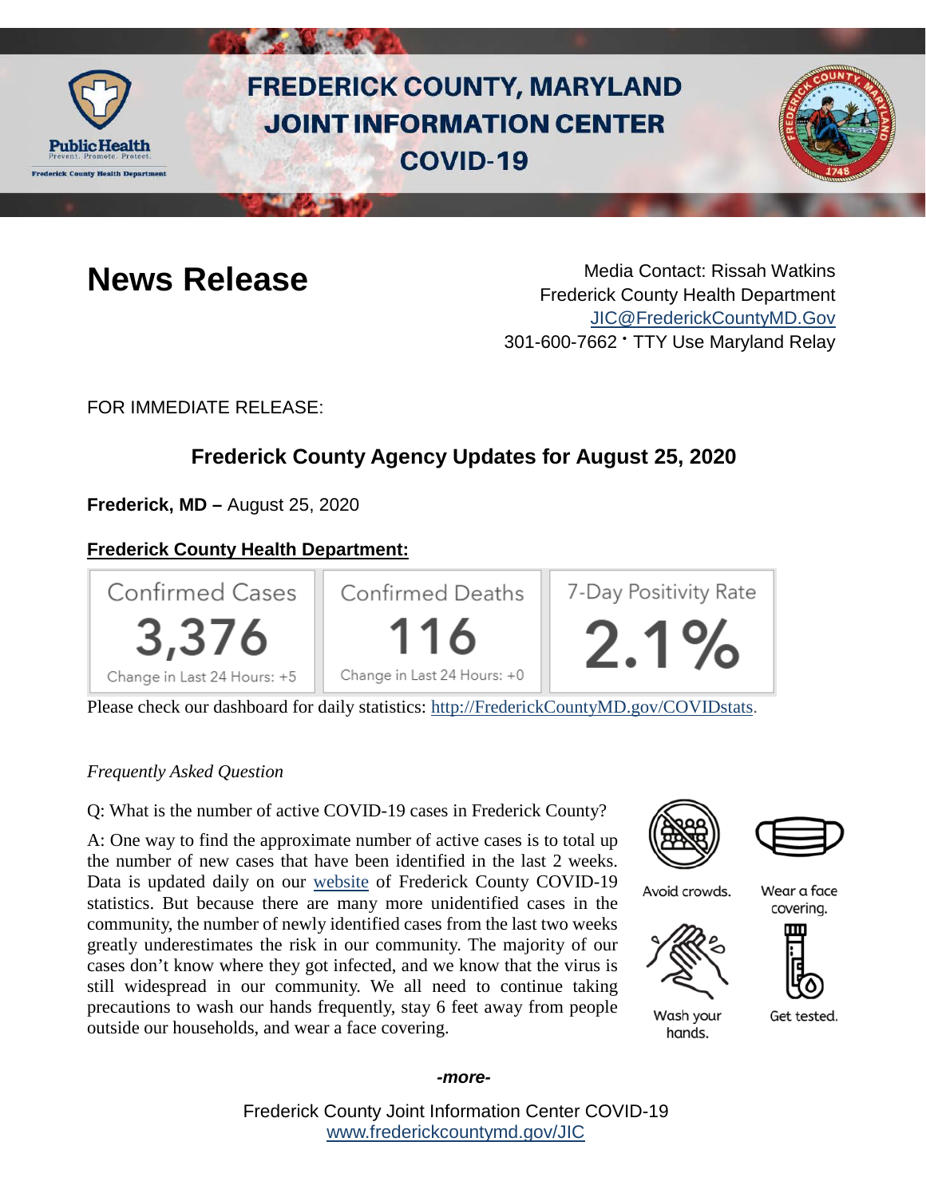# FREDERICK COUNTY, MARYLAND JOINT INFORMATION CENTER COVID-19

# News Release

Media Contact: Rissah Watkins
Frederick County Health Department
JIC@FrederickCountyMD.Gov
301-600-7662 • TTY Use Maryland Relay

FOR IMMEDIATE RELEASE:

## Frederick County Agency Updates for August 25, 2020

**Frederick, MD –** August 25, 2020

### Frederick County Health Department:

| Confirmed Cases | Confirmed Deaths | 7-Day Positivity Rate |
|---|---|---|
| 3,376 | 116 | 2.1% |
| Change in Last 24 Hours: +5 | Change in Last 24 Hours: +0 | |

Please check our dashboard for daily statistics: http://FrederickCountyMD.gov/COVIDstats.

*Frequently Asked Question*

Q: What is the number of active COVID-19 cases in Frederick County?

A: One way to find the approximate number of active cases is to total up the number of new cases that have been identified in the last 2 weeks. Data is updated daily on our website of Frederick County COVID-19 statistics. But because there are many more unidentified cases in the community, the number of newly identified cases from the last two weeks greatly underestimates the risk in our community. The majority of our cases don't know where they got infected, and we know that the virus is still widespread in our community. We all need to continue taking precautions to wash our hands frequently, stay 6 feet away from people outside our households, and wear a face covering.

Avoid crowds. Wear a face covering. Wash your hands. Get tested.

***-more-***

Frederick County Joint Information Center COVID-19
www.frederickcountymd.gov/JIC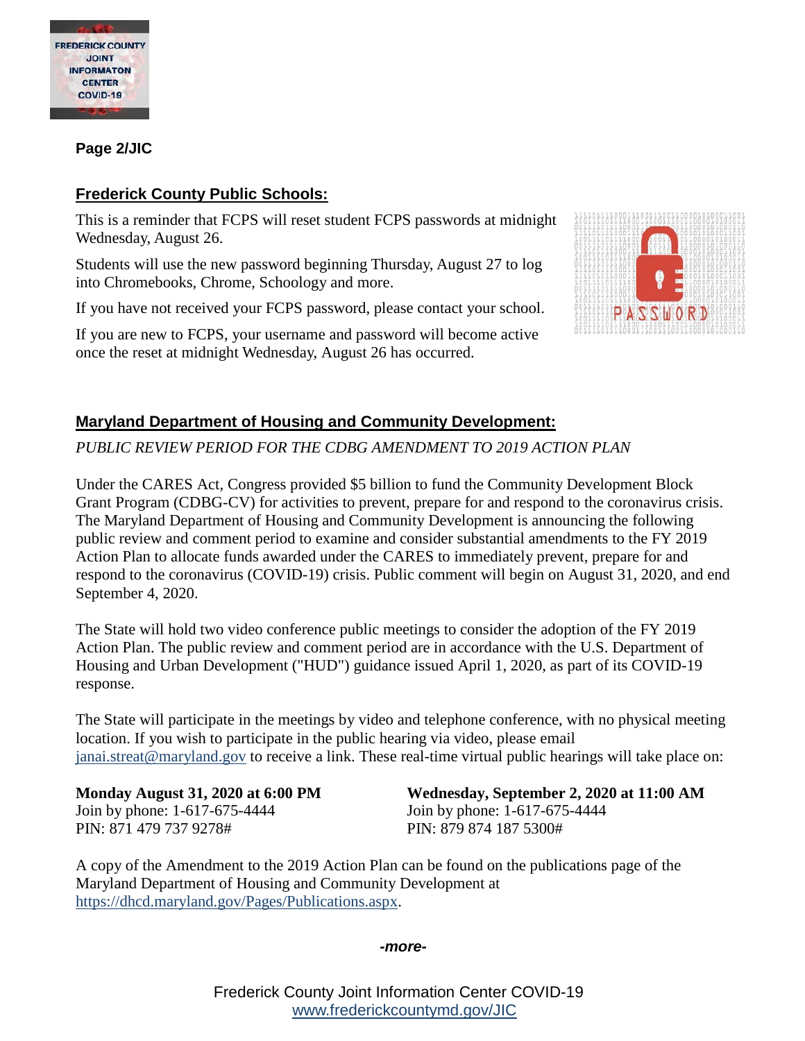**Page 2/JIC**

## Frederick County Public Schools:

This is a reminder that FCPS will reset student FCPS passwords at midnight Wednesday, August 26.

Students will use the new password beginning Thursday, August 27 to log into Chromebooks, Chrome, Schoology and more.

If you have not received your FCPS password, please contact your school.

If you are new to FCPS, your username and password will become active once the reset at midnight Wednesday, August 26 has occurred.

## Maryland Department of Housing and Community Development:

*PUBLIC REVIEW PERIOD FOR THE CDBG AMENDMENT TO 2019 ACTION PLAN*

Under the CARES Act, Congress provided $5 billion to fund the Community Development Block Grant Program (CDBG-CV) for activities to prevent, prepare for and respond to the coronavirus crisis. The Maryland Department of Housing and Community Development is announcing the following public review and comment period to examine and consider substantial amendments to the FY 2019 Action Plan to allocate funds awarded under the CARES to immediately prevent, prepare for and respond to the coronavirus (COVID-19) crisis. Public comment will begin on August 31, 2020, and end September 4, 2020.

The State will hold two video conference public meetings to consider the adoption of the FY 2019 Action Plan. The public review and comment period are in accordance with the U.S. Department of Housing and Urban Development ("HUD") guidance issued April 1, 2020, as part of its COVID-19 response.

The State will participate in the meetings by video and telephone conference, with no physical meeting location. If you wish to participate in the public hearing via video, please email janai.streat@maryland.gov to receive a link. These real-time virtual public hearings will take place on:

**Monday August 31, 2020 at 6:00 PM**
Join by phone: 1-617-675-4444
PIN: 871 479 737 9278#

**Wednesday, September 2, 2020 at 11:00 AM**
Join by phone: 1-617-675-4444
PIN: 879 874 187 5300#

A copy of the Amendment to the 2019 Action Plan can be found on the publications page of the Maryland Department of Housing and Community Development at https://dhcd.maryland.gov/Pages/Publications.aspx.

*-more-*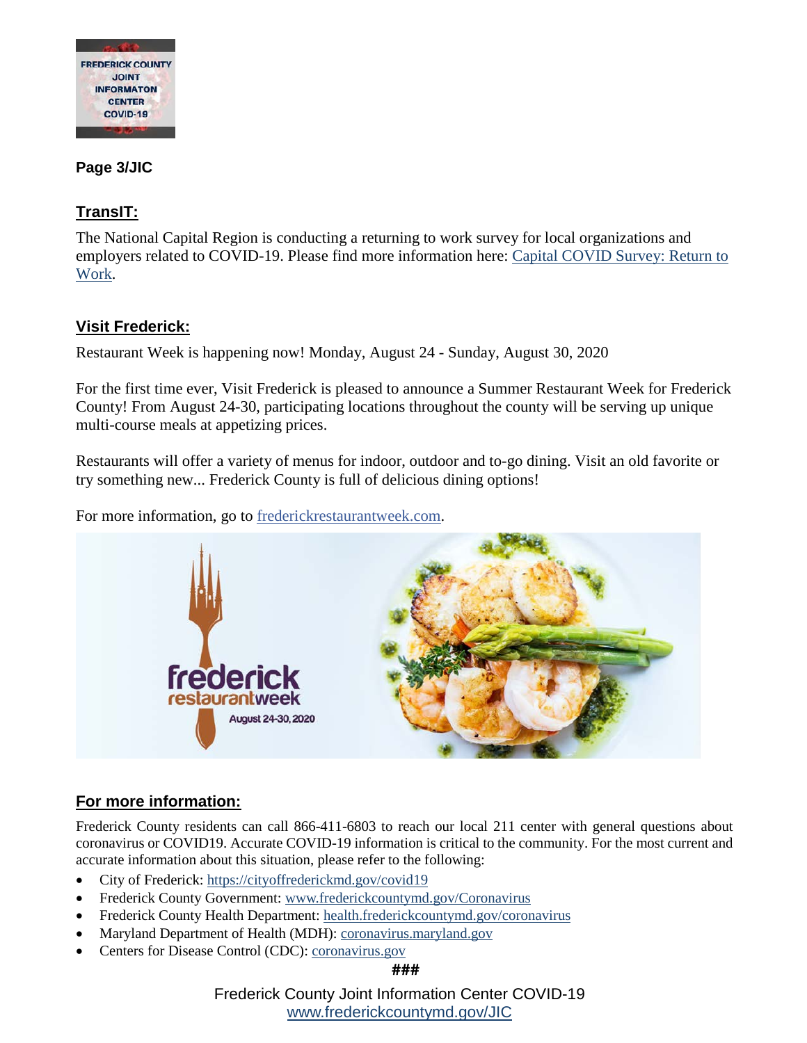**Page 3/JIC**

## TransIT:

The National Capital Region is conducting a returning to work survey for local organizations and employers related to COVID-19. Please find more information here: Capital COVID Survey: Return to Work.

## Visit Frederick:

Restaurant Week is happening now! Monday, August 24 - Sunday, August 30, 2020

For the first time ever, Visit Frederick is pleased to announce a Summer Restaurant Week for Frederick County! From August 24-30, participating locations throughout the county will be serving up unique multi-course meals at appetizing prices.

Restaurants will offer a variety of menus for indoor, outdoor and to-go dining. Visit an old favorite or try something new... Frederick County is full of delicious dining options!

For more information, go to frederickrestaurantweek.com.

## For more information:

Frederick County residents can call 866-411-6803 to reach our local 211 center with general questions about coronavirus or COVID19. Accurate COVID-19 information is critical to the community. For the most current and accurate information about this situation, please refer to the following:

- City of Frederick: https://cityoffrederickmd.gov/covid19
- Frederick County Government: www.frederickcountymd.gov/Coronavirus
- Frederick County Health Department: health.frederickcountymd.gov/coronavirus
- Maryland Department of Health (MDH): coronavirus.maryland.gov
- Centers for Disease Control (CDC): coronavirus.gov

###

Frederick County Joint Information Center COVID-19
www.frederickcountymd.gov/JIC